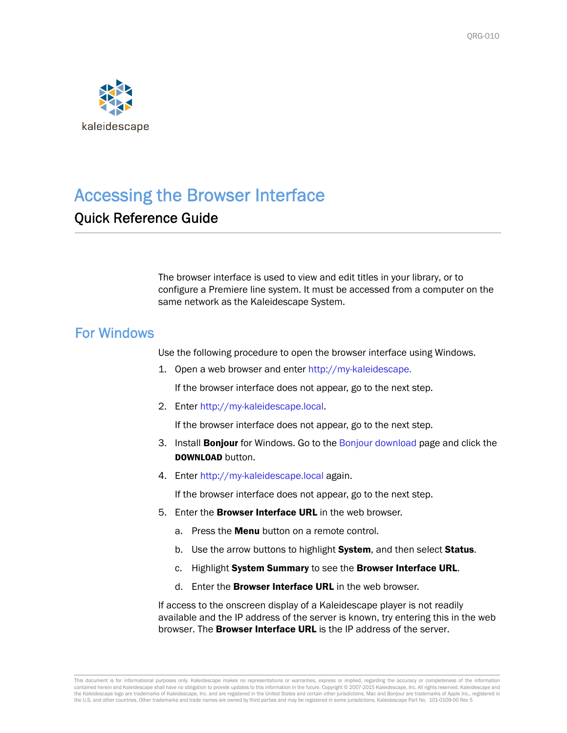kaleidescape

# Accessing the Browser Interface

## Quick Reference Guide

The browser interface is used to view and edit titles in your library, or to configure a Premiere line system. It must be accessed from a computer on the same network as the Kaleidescape System.

## For Windows

Use the following procedure to open the browser interface using Windows.

1. Open a web browser and enter http://my-kaleidescape.

   If the browser interface does not appear, go to the next step.

2. Enter http://my-kaleidescape.local.

   If the browser interface does not appear, go to the next step.

3. Install **Bonjour** for Windows. Go to the Bonjour download page and click the **DOWNLOAD** button.

4. Enter http://my-kaleidescape.local again.

   If the browser interface does not appear, go to the next step.

5. Enter the **Browser Interface URL** in the web browser.

   a. Press the **Menu** button on a remote control.

   b. Use the arrow buttons to highlight **System**, and then select **Status**.

   c. Highlight **System Summary** to see the **Browser Interface URL**.

   d. Enter the **Browser Interface URL** in the web browser.

If access to the onscreen display of a Kaleidescape player is not readily available and the IP address of the server is known, try entering this in the web browser. The **Browser Interface URL** is the IP address of the server.

This document is for informational purposes only. Kaleidescape makes no representations or warranties, express or implied, regarding the accuracy or completeness of the information contained herein and Kaleidescape shall have no obligation to provide updates to this information in the future. Copyright © 2007-2015 Kaleidescape, Inc. All rights reserved. Kaleidescape and the Kaleidescape logo are trademarks of Kaleidescape, Inc. and are registered in the United States and certain other jurisdictions. Mac and Bonjour are trademarks of Apple Inc., registered in the U.S. and other countries. Other trademarks and trade names are owned by third parties and may be registered in some jurisdictions. Kaleidescape Part No. 101-0109-00 Rev 5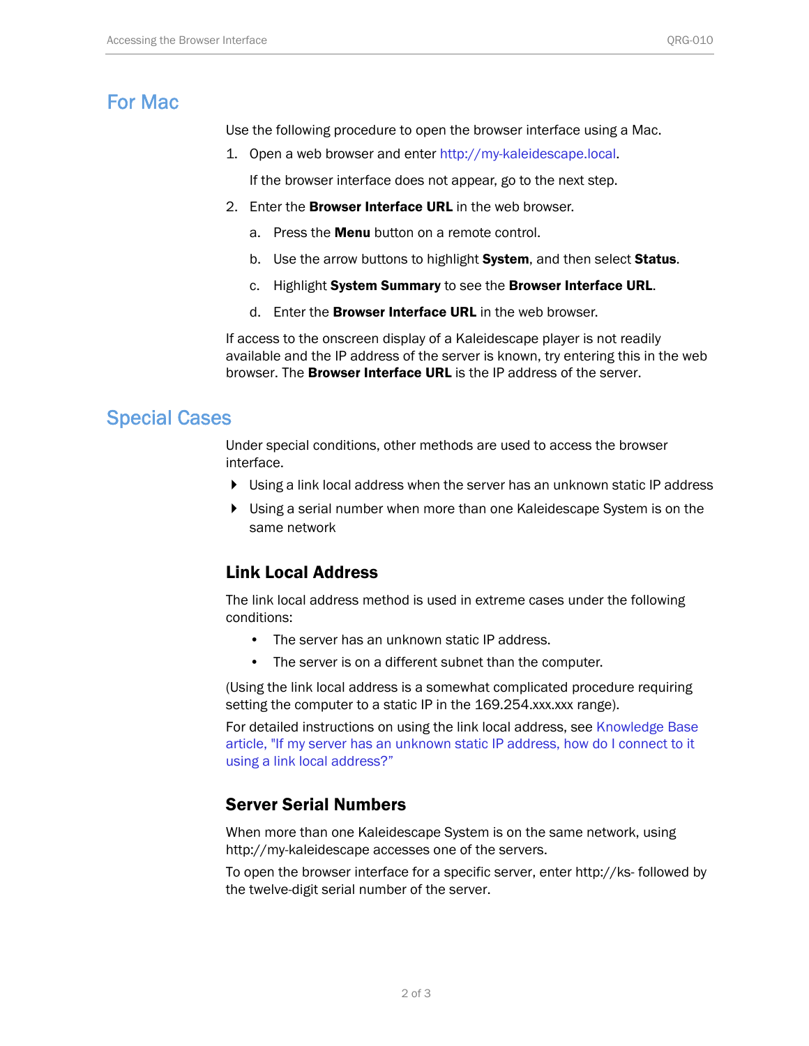## For Mac

Use the following procedure to open the browser interface using a Mac.

1. Open a web browser and enter http://my-kaleidescape.local.

   If the browser interface does not appear, go to the next step.

2. Enter the **Browser Interface URL** in the web browser.

   a. Press the **Menu** button on a remote control.

   b. Use the arrow buttons to highlight **System**, and then select **Status**.

   c. Highlight **System Summary** to see the **Browser Interface URL**.

   d. Enter the **Browser Interface URL** in the web browser.

If access to the onscreen display of a Kaleidescape player is not readily available and the IP address of the server is known, try entering this in the web browser. The **Browser Interface URL** is the IP address of the server.

## Special Cases

Under special conditions, other methods are used to access the browser interface.

- Using a link local address when the server has an unknown static IP address
- Using a serial number when more than one Kaleidescape System is on the same network

### Link Local Address

The link local address method is used in extreme cases under the following conditions:

- The server has an unknown static IP address.
- The server is on a different subnet than the computer.

(Using the link local address is a somewhat complicated procedure requiring setting the computer to a static IP in the 169.254.xxx.xxx range).

For detailed instructions on using the link local address, see Knowledge Base article, "If my server has an unknown static IP address, how do I connect to it using a link local address?"

### Server Serial Numbers

When more than one Kaleidescape System is on the same network, using http://my-kaleidescape accesses one of the servers.

To open the browser interface for a specific server, enter http://ks- followed by the twelve-digit serial number of the server.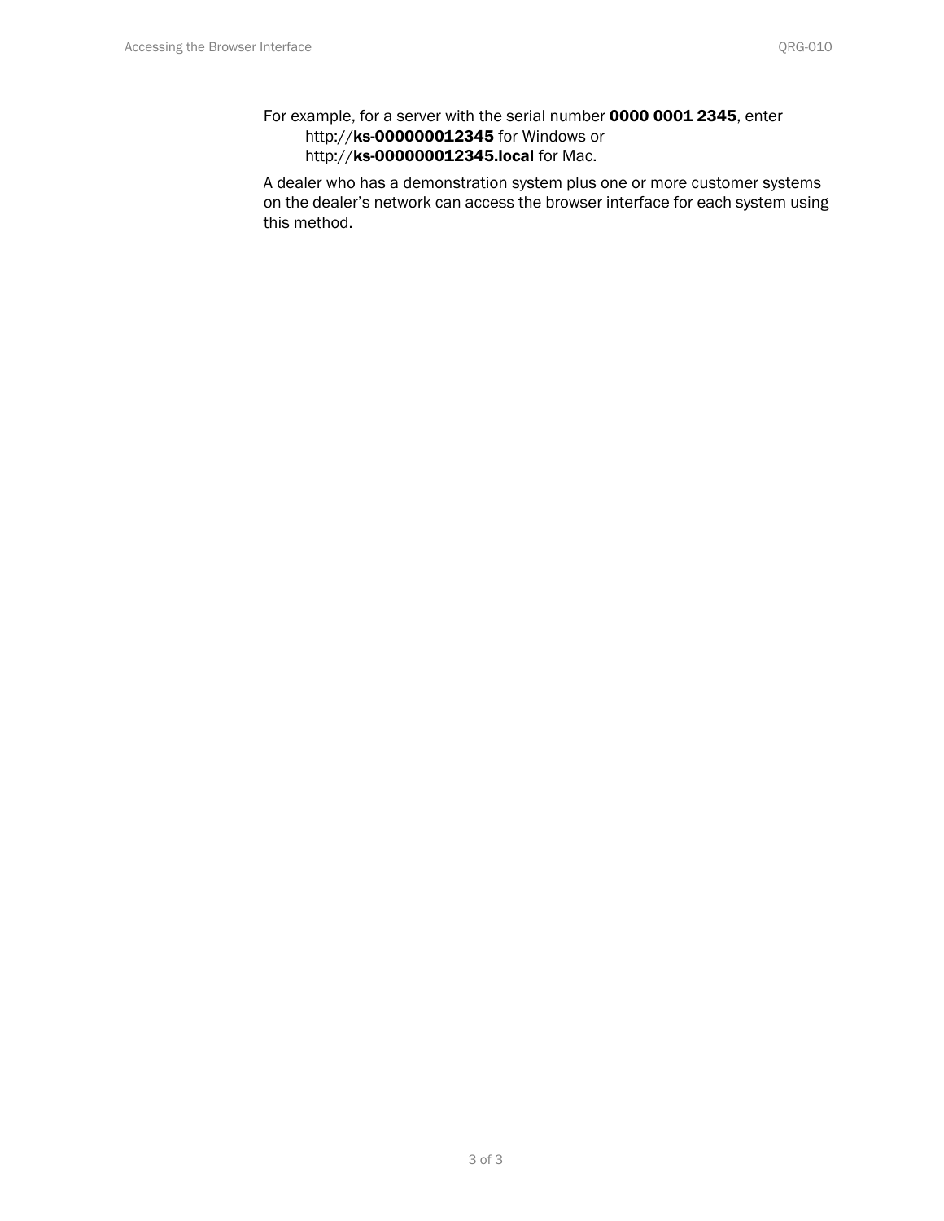For example, for a server with the serial number **0000 0001 2345**, enter

http://**ks-000000012345** for Windows or

http://**ks-000000012345.local** for Mac.

A dealer who has a demonstration system plus one or more customer systems on the dealer's network can access the browser interface for each system using this method.